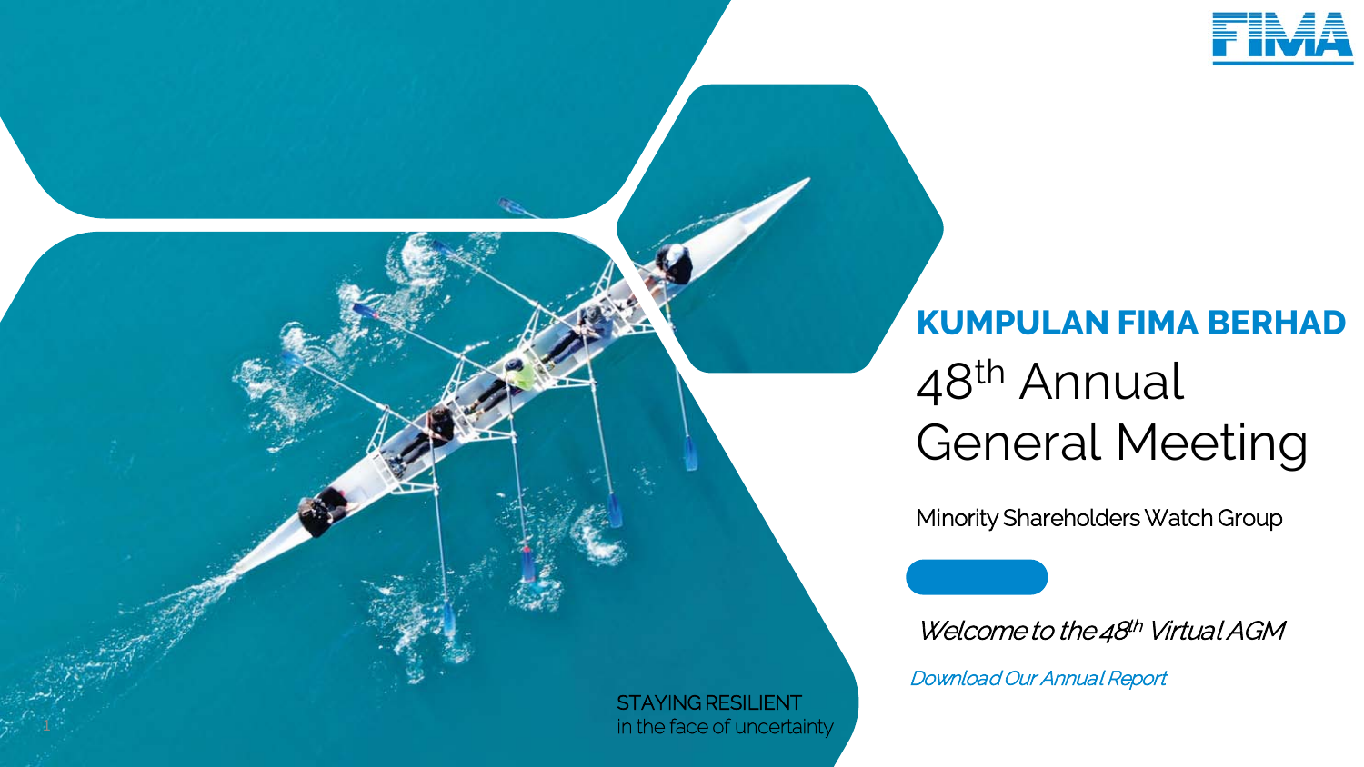FIMA

# KUMPULAN FIMA BERHAD

## 48th Annual General Meeting

Minority Shareholders Watch Group

*Welcome to the 48th Virtual AGM*

*Download Our Annual Report*

STAYING RESILIENT
in the face of uncertainty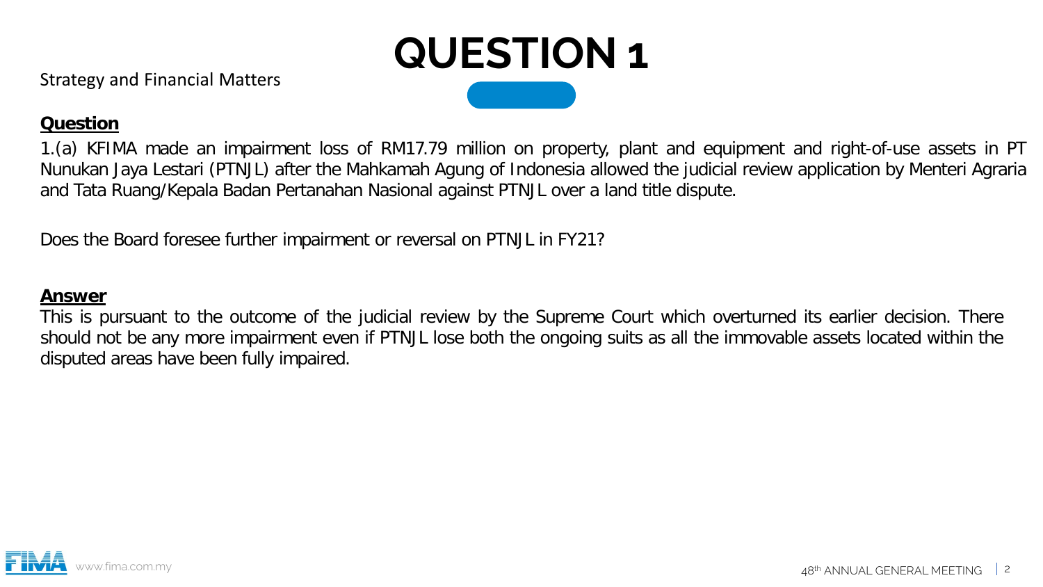# QUESTION 1

Strategy and Financial Matters

**Question**

1.(a) KFIMA made an impairment loss of RM17.79 million on property, plant and equipment and right-of-use assets in PT Nunukan Jaya Lestari (PTNJL) after the Mahkamah Agung of Indonesia allowed the judicial review application by Menteri Agraria and Tata Ruang/Kepala Badan Pertanahan Nasional against PTNJL over a land title dispute.

Does the Board foresee further impairment or reversal on PTNJL in FY21?

**Answer**

This is pursuant to the outcome of the judicial review by the Supreme Court which overturned its earlier decision. There should not be any more impairment even if PTNJL lose both the ongoing suits as all the immovable assets located within the disputed areas have been fully impaired.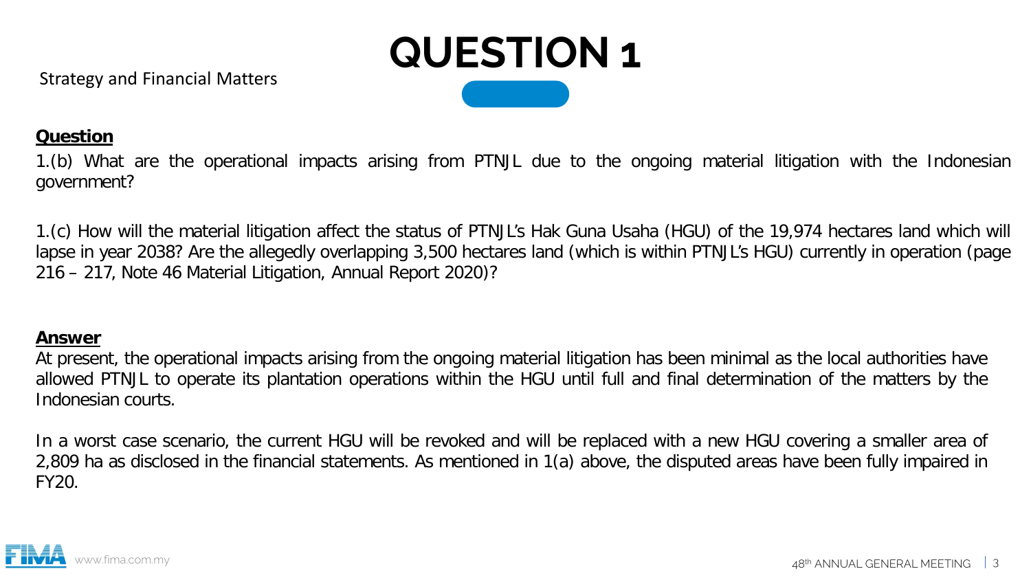Strategy and Financial Matters

# QUESTION 1

**Question**

1.(b) What are the operational impacts arising from PTNJL due to the ongoing material litigation with the Indonesian government?

1.(c) How will the material litigation affect the status of PTNJL's Hak Guna Usaha (HGU) of the 19,974 hectares land which will lapse in year 2038? Are the allegedly overlapping 3,500 hectares land (which is within PTNJL's HGU) currently in operation (page 216 – 217, Note 46 Material Litigation, Annual Report 2020)?

**Answer**

At present, the operational impacts arising from the ongoing material litigation has been minimal as the local authorities have allowed PTNJL to operate its plantation operations within the HGU until full and final determination of the matters by the Indonesian courts.

In a worst case scenario, the current HGU will be revoked and will be replaced with a new HGU covering a smaller area of 2,809 ha as disclosed in the financial statements. As mentioned in 1(a) above, the disputed areas have been fully impaired in FY20.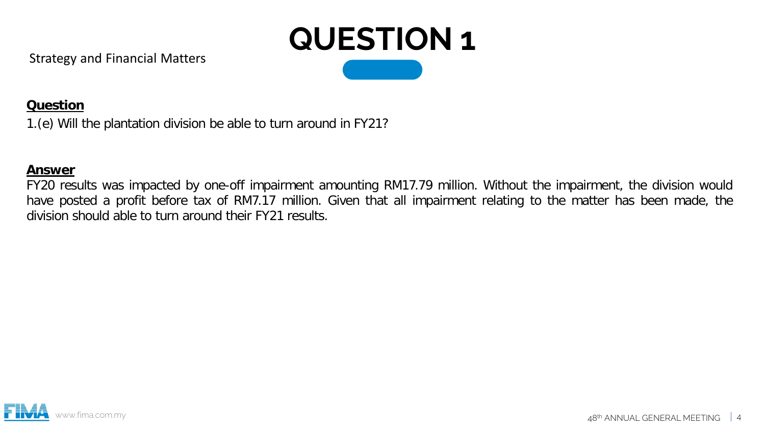# QUESTION 1

Strategy and Financial Matters

**Question**

1.(e) Will the plantation division be able to turn around in FY21?

**Answer**

FY20 results was impacted by one-off impairment amounting RM17.79 million. Without the impairment, the division would have posted a profit before tax of RM7.17 million. Given that all impairment relating to the matter has been made, the division should able to turn around their FY21 results.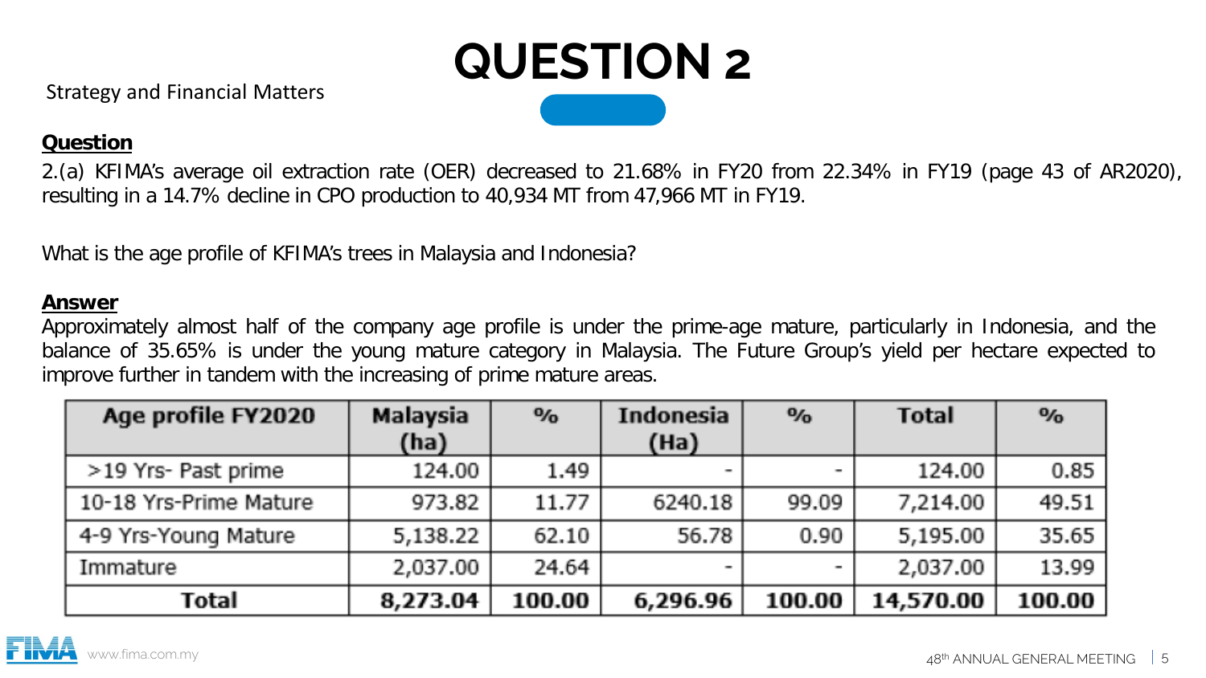# QUESTION 2

Strategy and Financial Matters

**Question**

2.(a) KFIMA's average oil extraction rate (OER) decreased to 21.68% in FY20 from 22.34% in FY19 (page 43 of AR2020), resulting in a 14.7% decline in CPO production to 40,934 MT from 47,966 MT in FY19.

What is the age profile of KFIMA's trees in Malaysia and Indonesia?

**Answer**

Approximately almost half of the company age profile is under the prime-age mature, particularly in Indonesia, and the balance of 35.65% is under the young mature category in Malaysia. The Future Group's yield per hectare expected to improve further in tandem with the increasing of prime mature areas.

| Age profile FY2020 | Malaysia (ha) | % | Indonesia (Ha) | % | Total | % |
|---|---|---|---|---|---|---|
| >19 Yrs- Past prime | 124.00 | 1.49 | - | - | 124.00 | 0.85 |
| 10-18 Yrs-Prime Mature | 973.82 | 11.77 | 6240.18 | 99.09 | 7,214.00 | 49.51 |
| 4-9 Yrs-Young Mature | 5,138.22 | 62.10 | 56.78 | 0.90 | 5,195.00 | 35.65 |
| Immature | 2,037.00 | 24.64 | - | - | 2,037.00 | 13.99 |
| **Total** | **8,273.04** | **100.00** | **6,296.96** | **100.00** | **14,570.00** | **100.00** |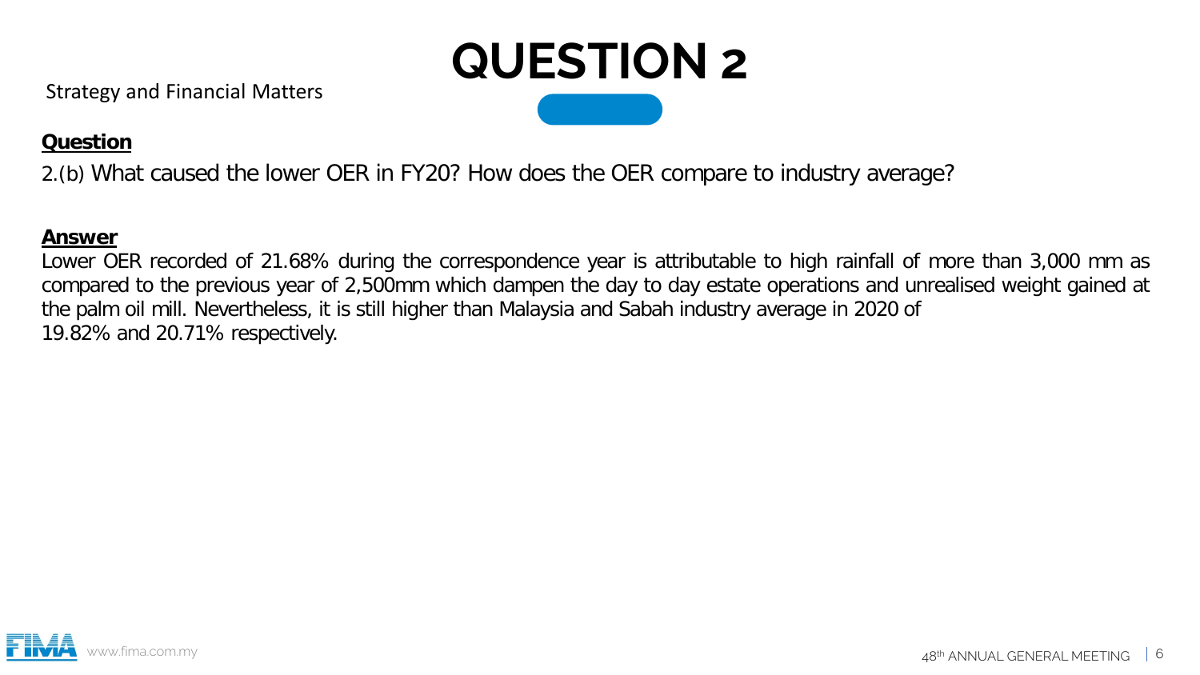# QUESTION 2

Strategy and Financial Matters

**Question**

2.(b) What caused the lower OER in FY20? How does the OER compare to industry average?

**Answer**

Lower OER recorded of 21.68% during the correspondence year is attributable to high rainfall of more than 3,000 mm as compared to the previous year of 2,500mm which dampen the day to day estate operations and unrealised weight gained at the palm oil mill. Nevertheless, it is still higher than Malaysia and Sabah industry average in 2020 of 19.82% and 20.71% respectively.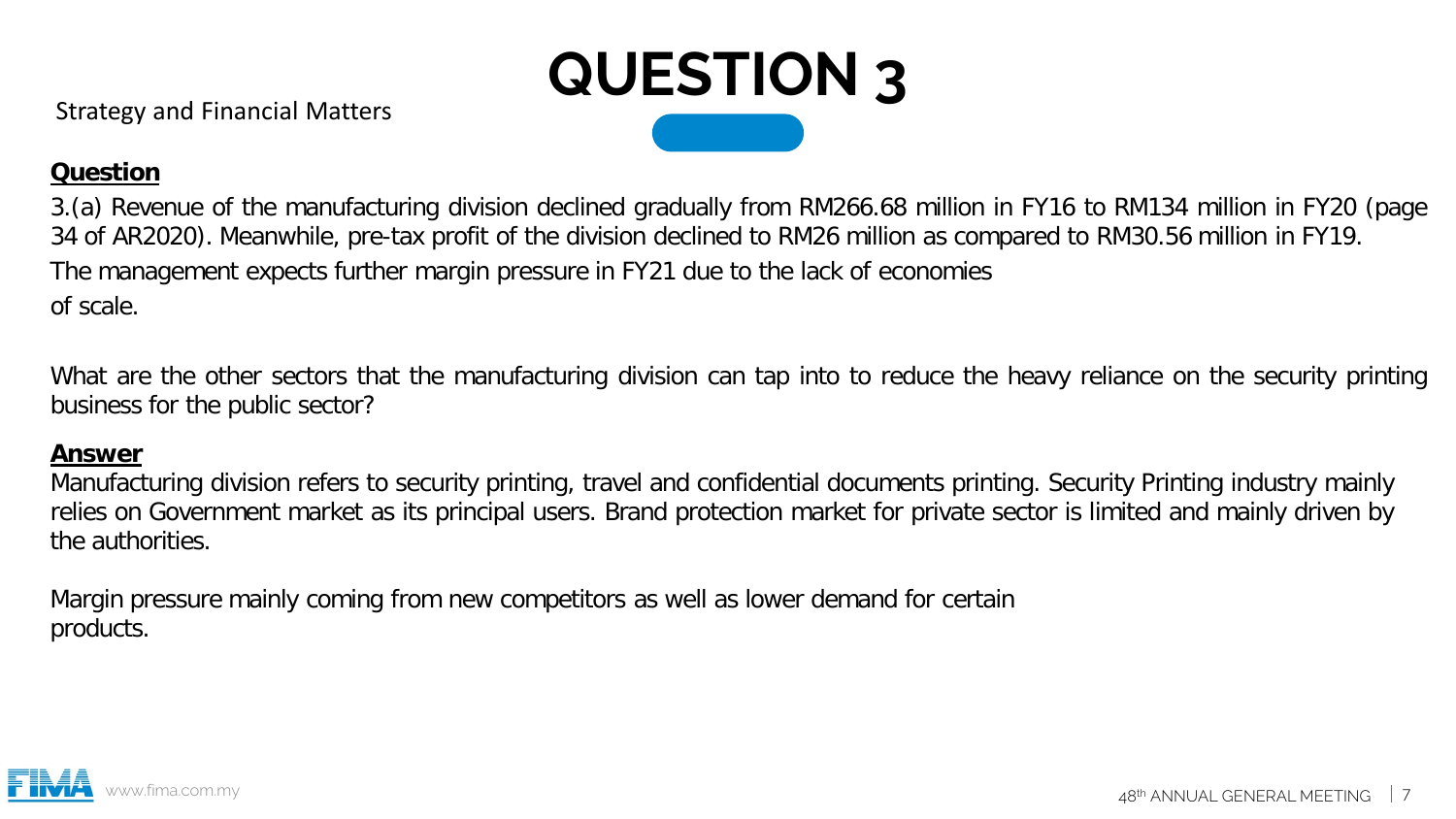# QUESTION 3

Strategy and Financial Matters

**Question**

3.(a) Revenue of the manufacturing division declined gradually from RM266.68 million in FY16 to RM134 million in FY20 (page 34 of AR2020). Meanwhile, pre-tax profit of the division declined to RM26 million as compared to RM30.56 million in FY19. The management expects further margin pressure in FY21 due to the lack of economies of scale.

What are the other sectors that the manufacturing division can tap into to reduce the heavy reliance on the security printing business for the public sector?

**Answer**

Manufacturing division refers to security printing, travel and confidential documents printing. Security Printing industry mainly relies on Government market as its principal users. Brand protection market for private sector is limited and mainly driven by the authorities.

Margin pressure mainly coming from new competitors as well as lower demand for certain products.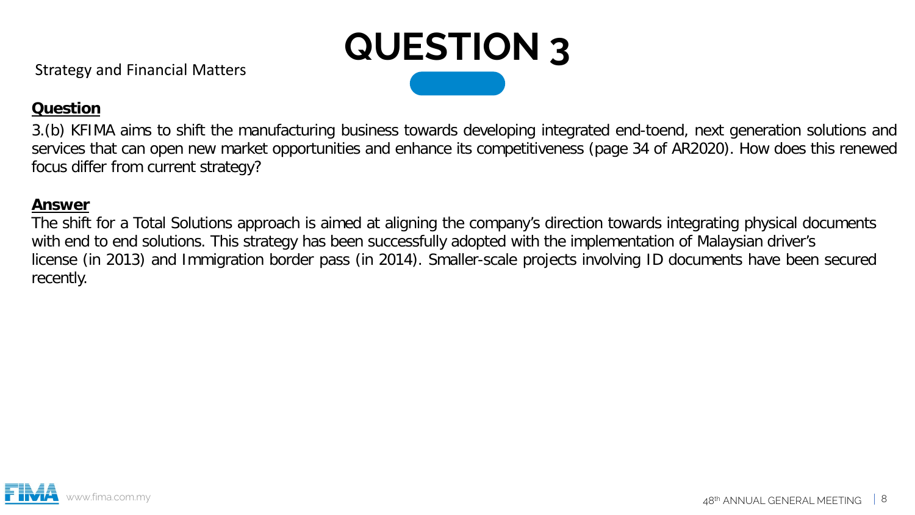# QUESTION 3

Strategy and Financial Matters

**Question**

3.(b) KFIMA aims to shift the manufacturing business towards developing integrated end-toend, next generation solutions and services that can open new market opportunities and enhance its competitiveness (page 34 of AR2020). How does this renewed focus differ from current strategy?

**Answer**

The shift for a Total Solutions approach is aimed at aligning the company's direction towards integrating physical documents with end to end solutions. This strategy has been successfully adopted with the implementation of Malaysian driver's license (in 2013) and Immigration border pass (in 2014). Smaller-scale projects involving ID documents have been secured recently.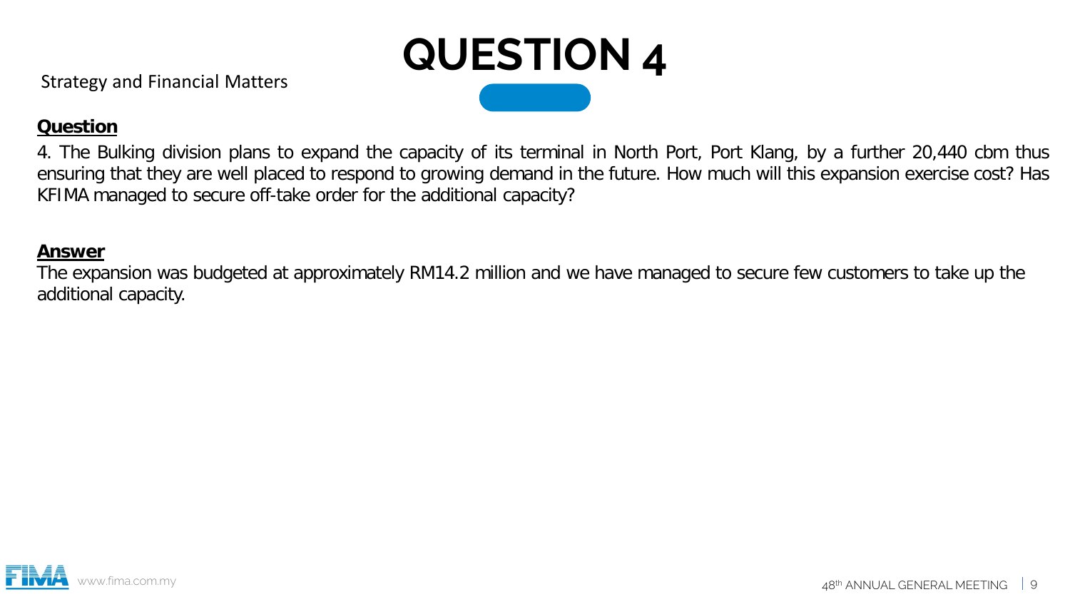# QUESTION 4

Strategy and Financial Matters

**Question**

4. The Bulking division plans to expand the capacity of its terminal in North Port, Port Klang, by a further 20,440 cbm thus ensuring that they are well placed to respond to growing demand in the future. How much will this expansion exercise cost? Has KFIMA managed to secure off-take order for the additional capacity?

**Answer**

The expansion was budgeted at approximately RM14.2 million and we have managed to secure few customers to take up the additional capacity.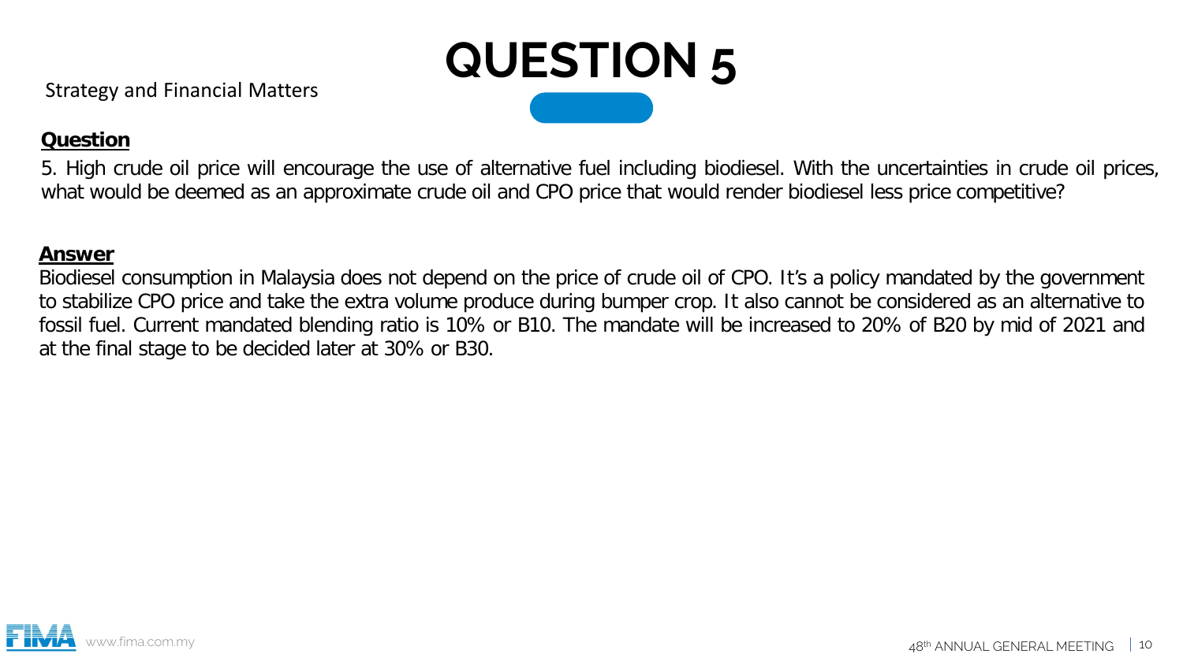Strategy and Financial Matters

# QUESTION 5

**Question**

5. High crude oil price will encourage the use of alternative fuel including biodiesel. With the uncertainties in crude oil prices, what would be deemed as an approximate crude oil and CPO price that would render biodiesel less price competitive?

**Answer**

Biodiesel consumption in Malaysia does not depend on the price of crude oil of CPO. It's a policy mandated by the government to stabilize CPO price and take the extra volume produce during bumper crop. It also cannot be considered as an alternative to fossil fuel. Current mandated blending ratio is 10% or B10. The mandate will be increased to 20% of B20 by mid of 2021 and at the final stage to be decided later at 30% or B30.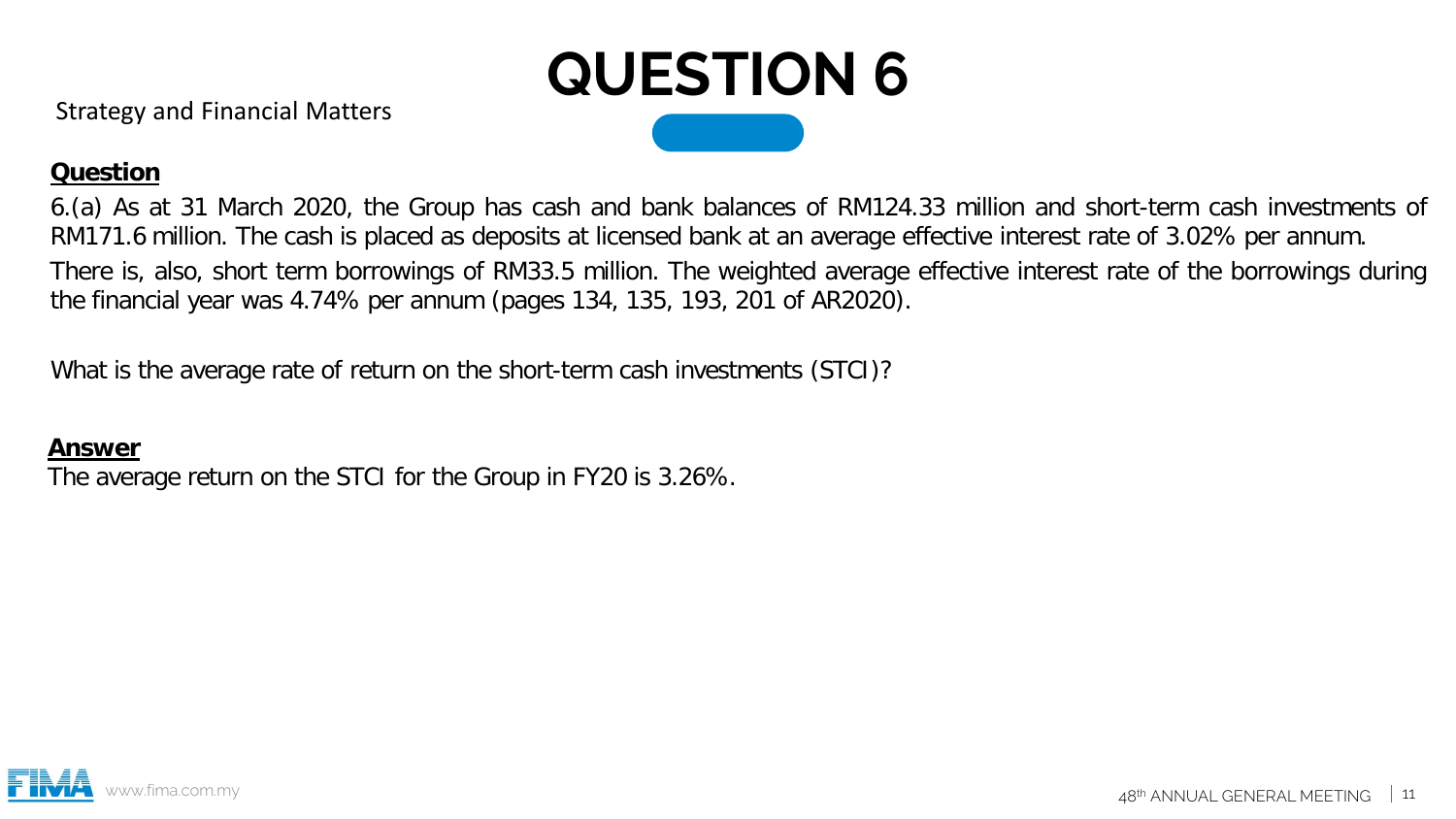# QUESTION 6

Strategy and Financial Matters

**Question**

6.(a) As at 31 March 2020, the Group has cash and bank balances of RM124.33 million and short-term cash investments of RM171.6 million. The cash is placed as deposits at licensed bank at an average effective interest rate of 3.02% per annum.

There is, also, short term borrowings of RM33.5 million. The weighted average effective interest rate of the borrowings during the financial year was 4.74% per annum (pages 134, 135, 193, 201 of AR2020).

What is the average rate of return on the short-term cash investments (STCI)?

**Answer**

The average return on the STCI for the Group in FY20 is 3.26%.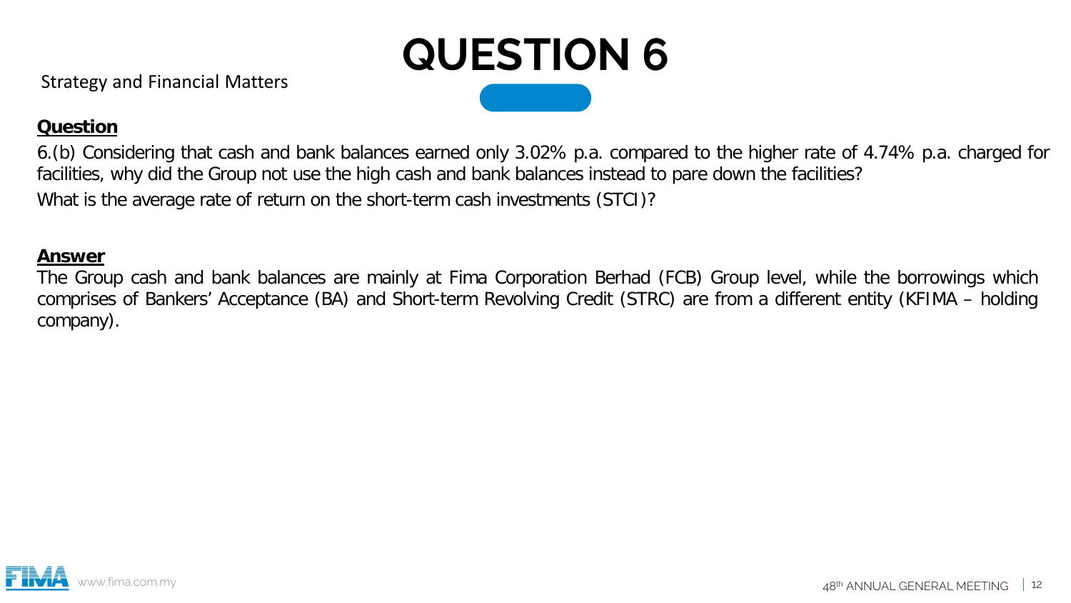Strategy and Financial Matters

# QUESTION 6

**Question**

6.(b) Considering that cash and bank balances earned only 3.02% p.a. compared to the higher rate of 4.74% p.a. charged for facilities, why did the Group not use the high cash and bank balances instead to pare down the facilities?

What is the average rate of return on the short-term cash investments (STCI)?

**Answer**

The Group cash and bank balances are mainly at Fima Corporation Berhad (FCB) Group level, while the borrowings which comprises of Bankers' Acceptance (BA) and Short-term Revolving Credit (STRC) are from a different entity (KFIMA – holding company).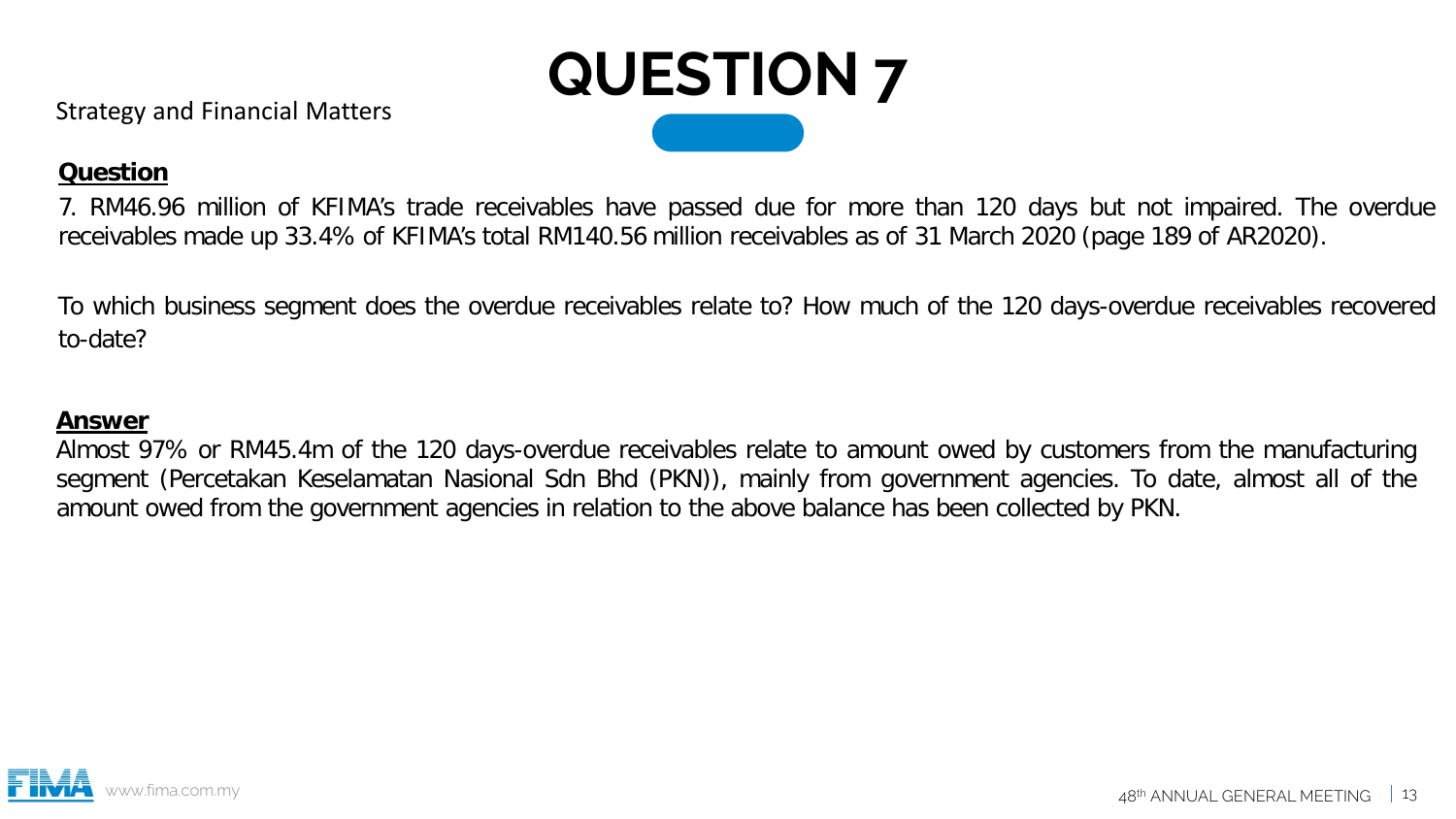# QUESTION 7

Strategy and Financial Matters

**Question**

7. RM46.96 million of KFIMA's trade receivables have passed due for more than 120 days but not impaired. The overdue receivables made up 33.4% of KFIMA's total RM140.56 million receivables as of 31 March 2020 (page 189 of AR2020).

To which business segment does the overdue receivables relate to? How much of the 120 days-overdue receivables recovered to-date?

**Answer**

Almost 97% or RM45.4m of the 120 days-overdue receivables relate to amount owed by customers from the manufacturing segment (Percetakan Keselamatan Nasional Sdn Bhd (PKN)), mainly from government agencies. To date, almost all of the amount owed from the government agencies in relation to the above balance has been collected by PKN.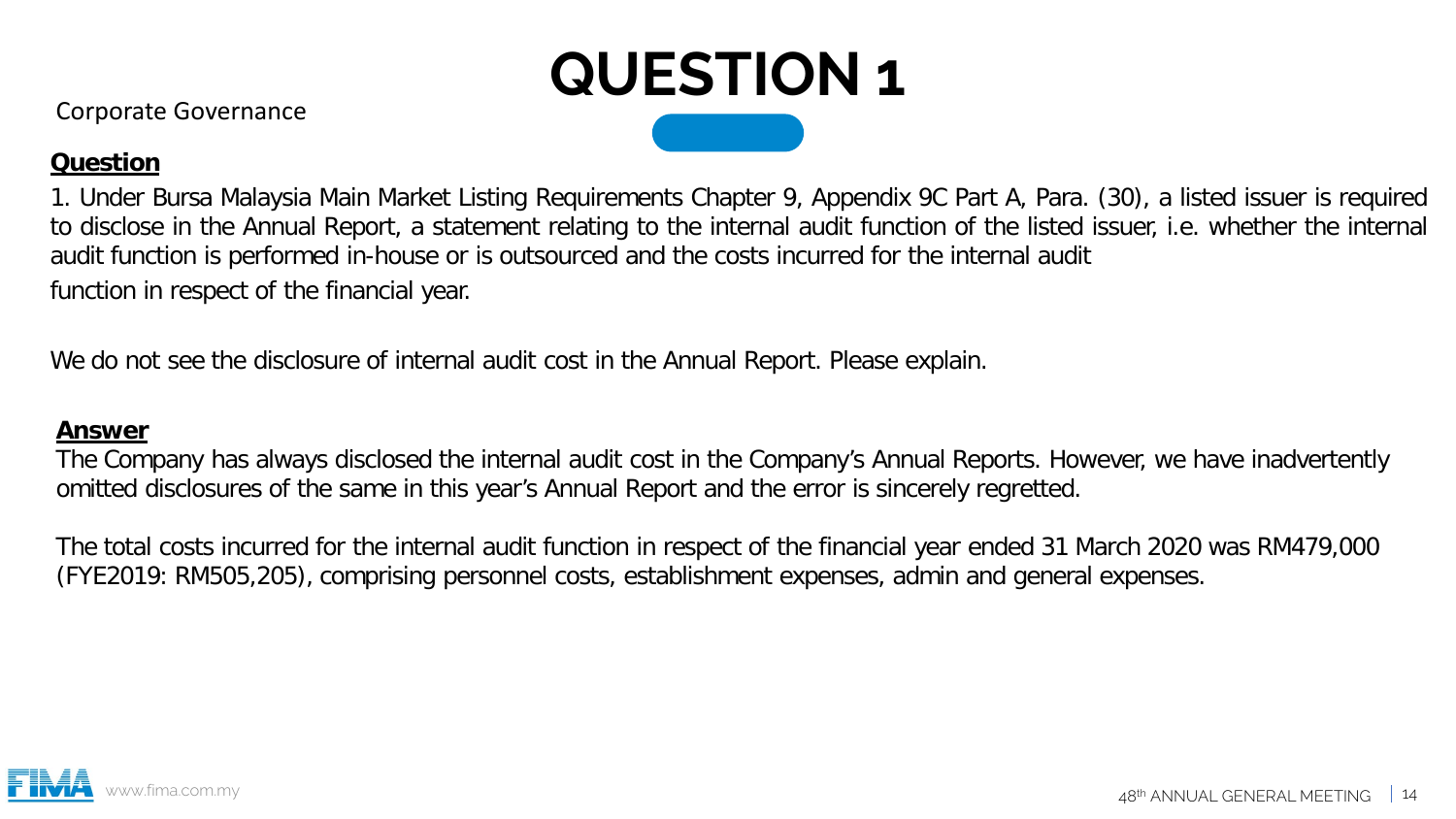# QUESTION 1

Corporate Governance

**Question**

1. Under Bursa Malaysia Main Market Listing Requirements Chapter 9, Appendix 9C Part A, Para. (30), a listed issuer is required to disclose in the Annual Report, a statement relating to the internal audit function of the listed issuer, i.e. whether the internal audit function is performed in-house or is outsourced and the costs incurred for the internal audit function in respect of the financial year.

We do not see the disclosure of internal audit cost in the Annual Report. Please explain.

**Answer**

The Company has always disclosed the internal audit cost in the Company's Annual Reports. However, we have inadvertently omitted disclosures of the same in this year's Annual Report and the error is sincerely regretted.

The total costs incurred for the internal audit function in respect of the financial year ended 31 March 2020 was RM479,000 (FYE2019: RM505,205), comprising personnel costs, establishment expenses, admin and general expenses.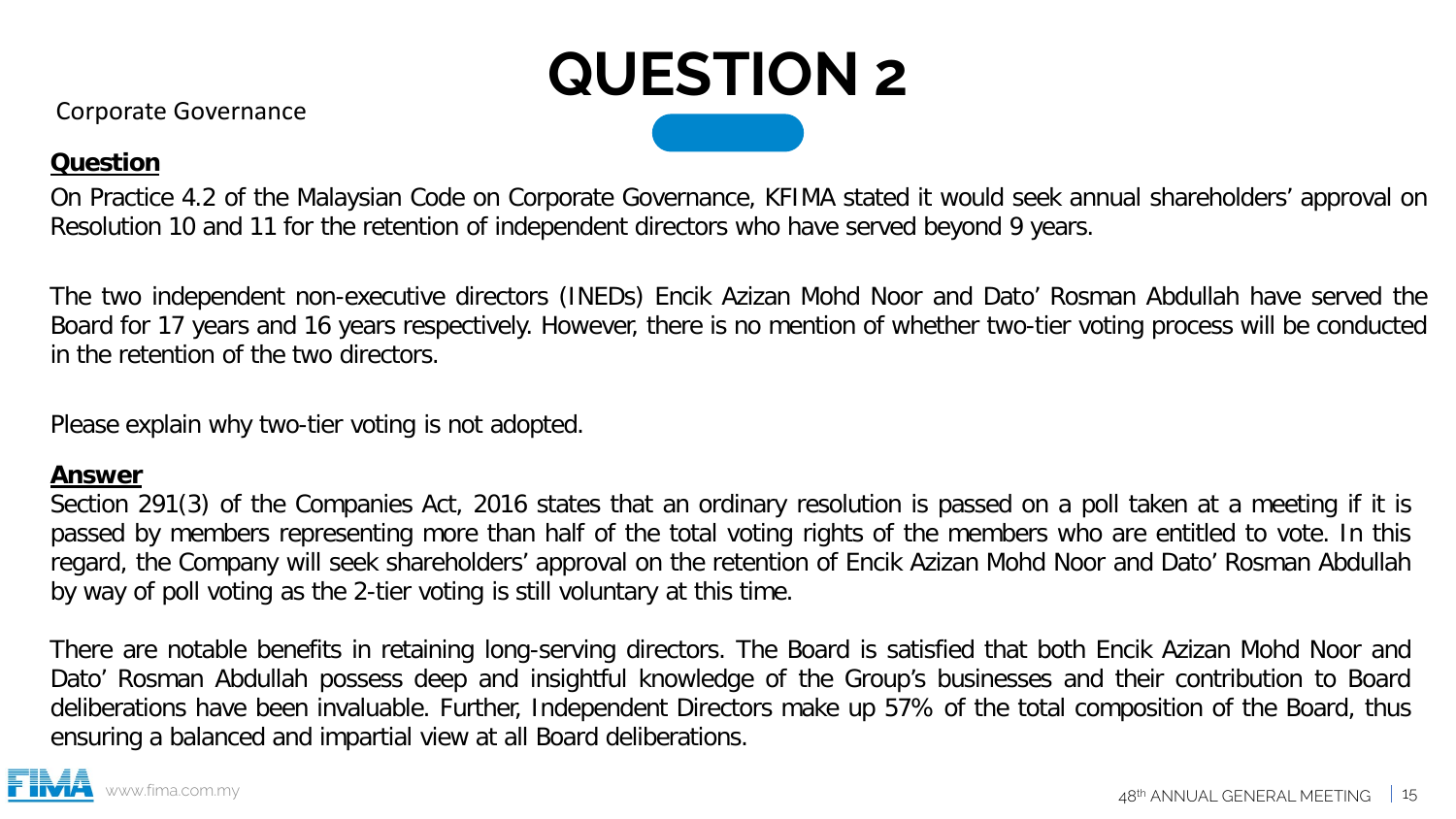# QUESTION 2

Corporate Governance

**Question**

On Practice 4.2 of the Malaysian Code on Corporate Governance, KFIMA stated it would seek annual shareholders' approval on Resolution 10 and 11 for the retention of independent directors who have served beyond 9 years.

The two independent non-executive directors (INEDs) Encik Azizan Mohd Noor and Dato' Rosman Abdullah have served the Board for 17 years and 16 years respectively. However, there is no mention of whether two-tier voting process will be conducted in the retention of the two directors.

Please explain why two-tier voting is not adopted.

**Answer**

Section 291(3) of the Companies Act, 2016 states that an ordinary resolution is passed on a poll taken at a meeting if it is passed by members representing more than half of the total voting rights of the members who are entitled to vote. In this regard, the Company will seek shareholders' approval on the retention of Encik Azizan Mohd Noor and Dato' Rosman Abdullah by way of poll voting as the 2-tier voting is still voluntary at this time.

There are notable benefits in retaining long-serving directors. The Board is satisfied that both Encik Azizan Mohd Noor and Dato' Rosman Abdullah possess deep and insightful knowledge of the Group's businesses and their contribution to Board deliberations have been invaluable. Further, Independent Directors make up 57% of the total composition of the Board, thus ensuring a balanced and impartial view at all Board deliberations.